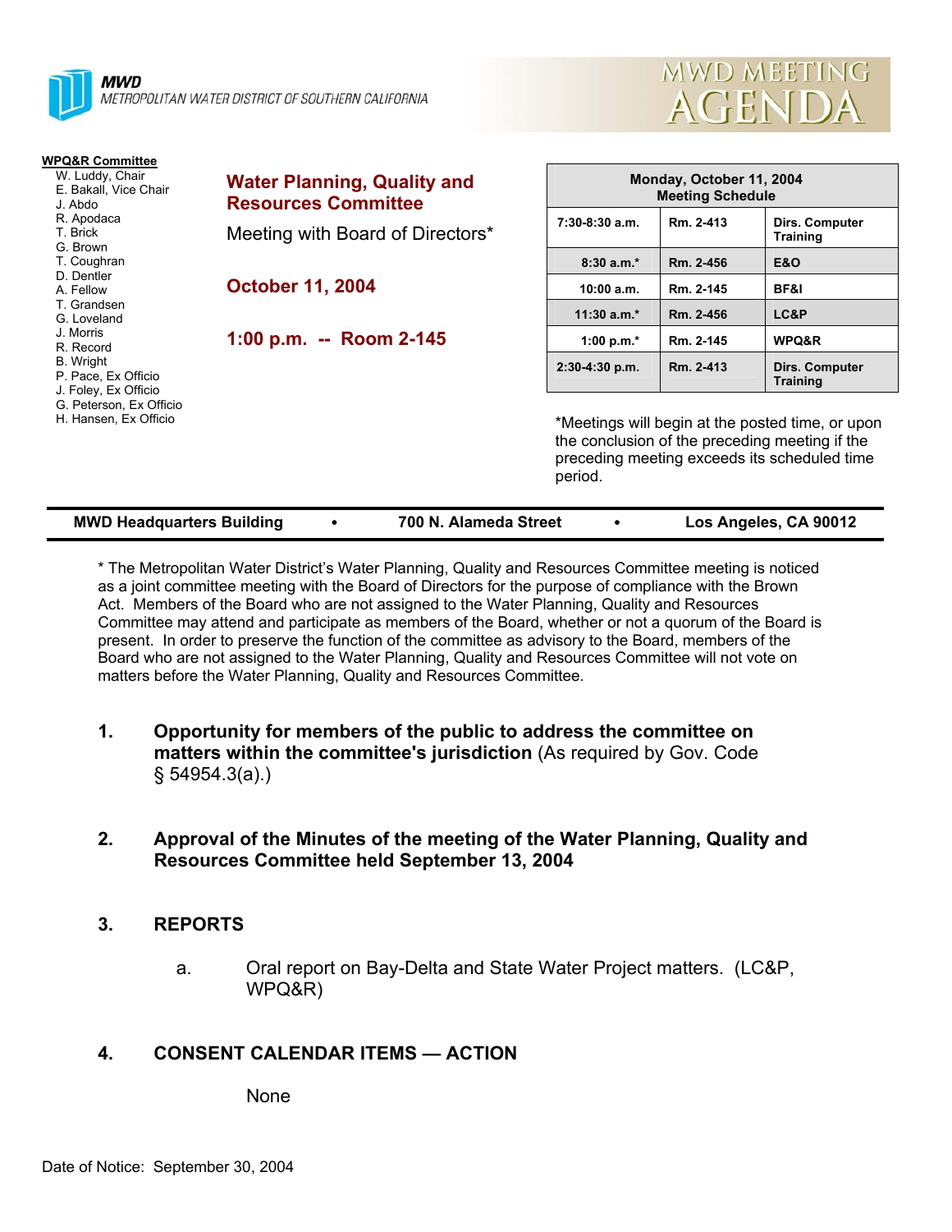**MWD**
METROPOLITAN WATER DISTRICT OF SOUTHERN CALIFORNIA

# MWD MEETING AGENDA

**WPQ&R Committee**
- W. Luddy, Chair
- E. Bakall, Vice Chair
- J. Abdo
- R. Apodaca
- T. Brick
- G. Brown
- T. Coughran
- D. Dentler
- A. Fellow
- T. Grandsen
- G. Loveland
- J. Morris
- R. Record
- B. Wright
- P. Pace, Ex Officio
- J. Foley, Ex Officio
- G. Peterson, Ex Officio
- H. Hansen, Ex Officio

## Water Planning, Quality and Resources Committee

Meeting with Board of Directors*

**October 11, 2004**

**1:00 p.m. -- Room 2-145**

| Monday, October 11, 2004 Meeting Schedule | | |
|---|---|---|
| 7:30-8:30 a.m. | Rm. 2-413 | Dirs. Computer Training |
| 8:30 a.m.* | Rm. 2-456 | E&O |
| 10:00 a.m. | Rm. 2-145 | BF&I |
| 11:30 a.m.* | Rm. 2-456 | LC&P |
| 1:00 p.m.* | Rm. 2-145 | WPQ&R |
| 2:30-4:30 p.m. | Rm. 2-413 | Dirs. Computer Training |

*Meetings will begin at the posted time, or upon the conclusion of the preceding meeting if the preceding meeting exceeds its scheduled time period.

**MWD Headquarters Building • 700 N. Alameda Street • Los Angeles, CA 90012**

* The Metropolitan Water District's Water Planning, Quality and Resources Committee meeting is noticed as a joint committee meeting with the Board of Directors for the purpose of compliance with the Brown Act. Members of the Board who are not assigned to the Water Planning, Quality and Resources Committee may attend and participate as members of the Board, whether or not a quorum of the Board is present. In order to preserve the function of the committee as advisory to the Board, members of the Board who are not assigned to the Water Planning, Quality and Resources Committee will not vote on matters before the Water Planning, Quality and Resources Committee.

**1. Opportunity for members of the public to address the committee on matters within the committee's jurisdiction** (As required by Gov. Code § 54954.3(a).)

**2. Approval of the Minutes of the meeting of the Water Planning, Quality and Resources Committee held September 13, 2004**

**3. REPORTS**

a. Oral report on Bay-Delta and State Water Project matters. (LC&P, WPQ&R)

**4. CONSENT CALENDAR ITEMS — ACTION**

None

Date of Notice: September 30, 2004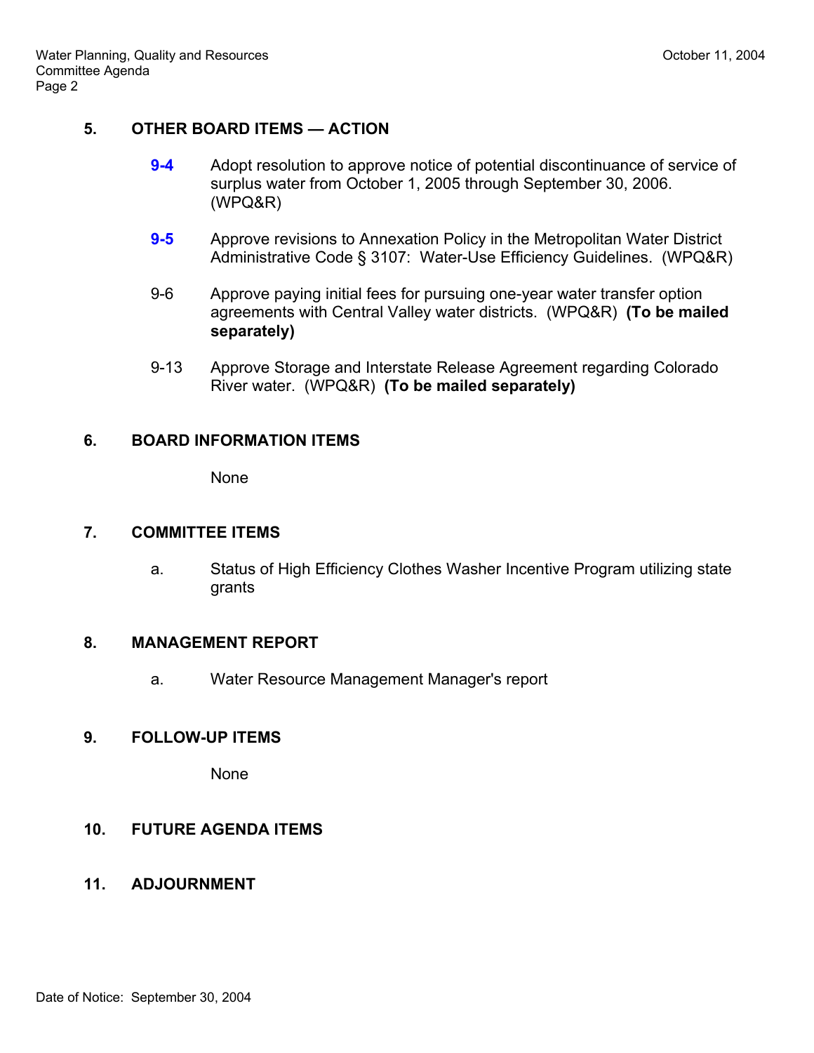## 5. OTHER BOARD ITEMS — ACTION

**9-4** Adopt resolution to approve notice of potential discontinuance of service of surplus water from October 1, 2005 through September 30, 2006. (WPQ&R)

**9-5** Approve revisions to Annexation Policy in the Metropolitan Water District Administrative Code § 3107: Water-Use Efficiency Guidelines. (WPQ&R)

9-6 Approve paying initial fees for pursuing one-year water transfer option agreements with Central Valley water districts. (WPQ&R) **(To be mailed separately)**

9-13 Approve Storage and Interstate Release Agreement regarding Colorado River water. (WPQ&R) **(To be mailed separately)**

## 6. BOARD INFORMATION ITEMS

None

## 7. COMMITTEE ITEMS

a. Status of High Efficiency Clothes Washer Incentive Program utilizing state grants

## 8. MANAGEMENT REPORT

a. Water Resource Management Manager's report

## 9. FOLLOW-UP ITEMS

None

## 10. FUTURE AGENDA ITEMS

## 11. ADJOURNMENT

Date of Notice: September 30, 2004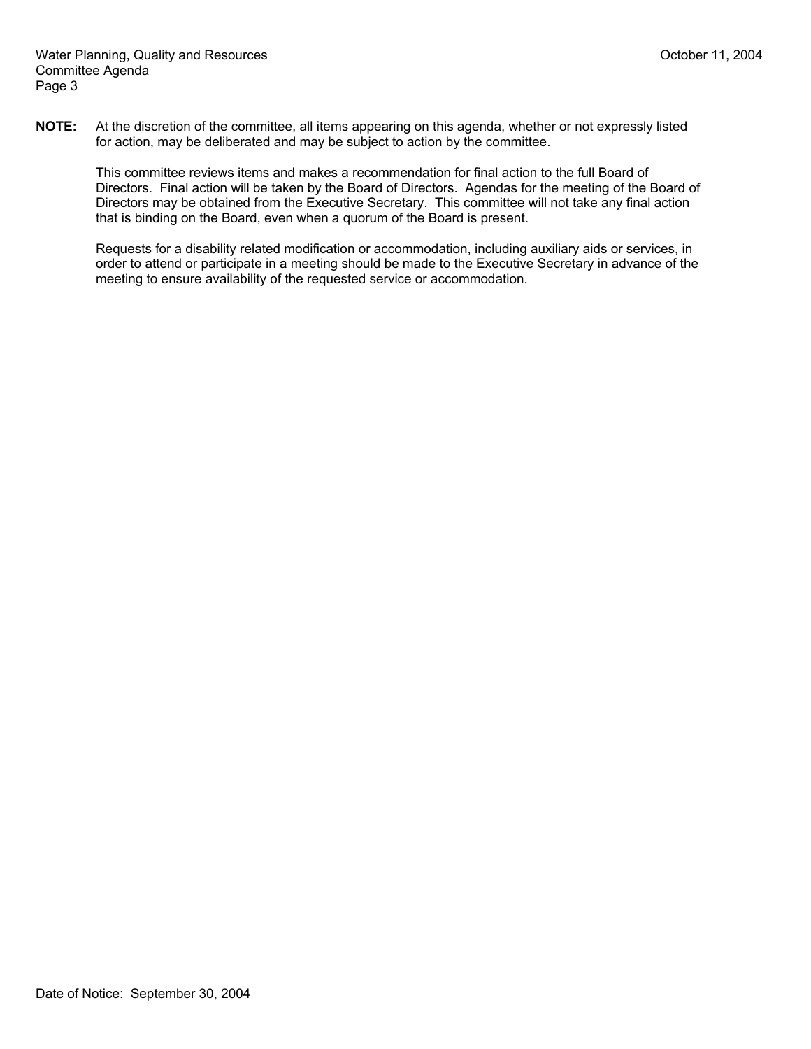**NOTE:** At the discretion of the committee, all items appearing on this agenda, whether or not expressly listed for action, may be deliberated and may be subject to action by the committee.

This committee reviews items and makes a recommendation for final action to the full Board of Directors. Final action will be taken by the Board of Directors. Agendas for the meeting of the Board of Directors may be obtained from the Executive Secretary. This committee will not take any final action that is binding on the Board, even when a quorum of the Board is present.

Requests for a disability related modification or accommodation, including auxiliary aids or services, in order to attend or participate in a meeting should be made to the Executive Secretary in advance of the meeting to ensure availability of the requested service or accommodation.

Date of Notice: September 30, 2004